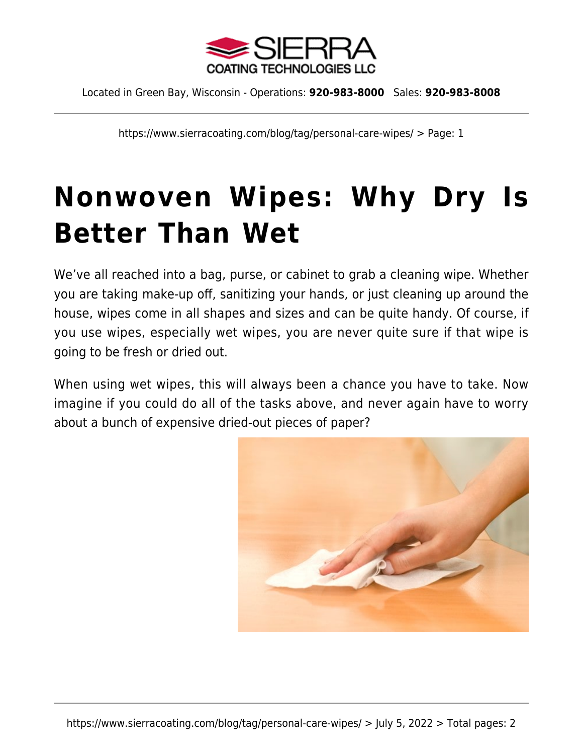# Nonwoven Wipes: Why Dry Is Better Than Wet

We've all reached into a bag, purse, or cabinet to grab a cleaning wipe. Whether you are taking make-up off, sanitizing your hands, or just cleaning up around the house, wipes come in all shapes and sizes and can be quite handy. Of course, if you use wipes, especially wet wipes, you are never quite sure if that wipe is going to be fresh or dried out.

When using wet wipes, this will always been a chance you have to take. Now imagine if you could do all of the tasks above, and never again have to worry about a bunch of expensive dried-out pieces of paper?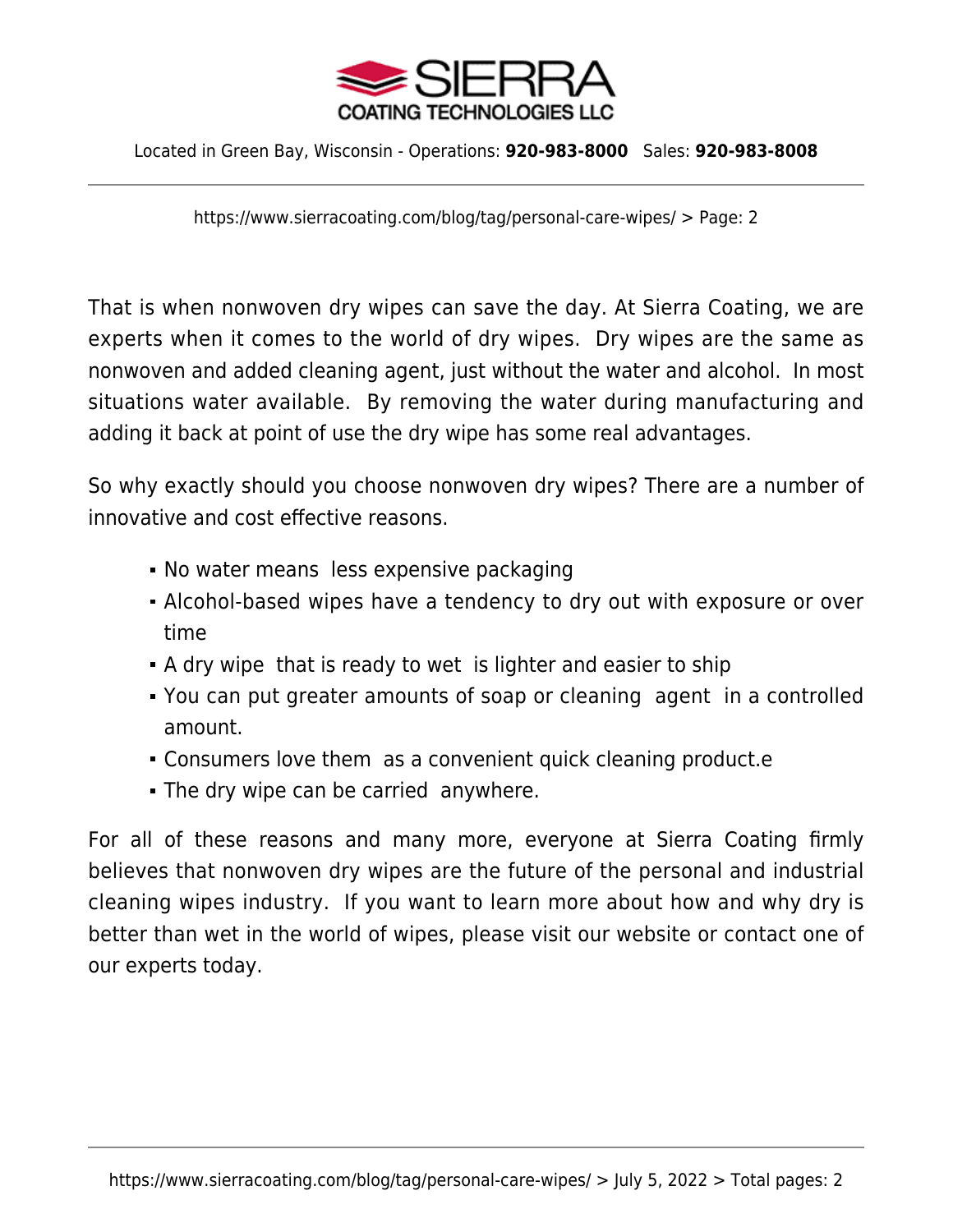That is when nonwoven dry wipes can save the day. At Sierra Coating, we are experts when it comes to the world of dry wipes. Dry wipes are the same as nonwoven and added cleaning agent, just without the water and alcohol. In most situations water available. By removing the water during manufacturing and adding it back at point of use the dry wipe has some real advantages.

So why exactly should you choose nonwoven dry wipes? There are a number of innovative and cost effective reasons.

- No water means less expensive packaging
- Alcohol-based wipes have a tendency to dry out with exposure or over time
- A dry wipe that is ready to wet is lighter and easier to ship
- You can put greater amounts of soap or cleaning agent in a controlled amount.
- Consumers love them as a convenient quick cleaning product.e
- The dry wipe can be carried anywhere.

For all of these reasons and many more, everyone at Sierra Coating firmly believes that nonwoven dry wipes are the future of the personal and industrial cleaning wipes industry. If you want to learn more about how and why dry is better than wet in the world of wipes, please visit our website or contact one of our experts today.